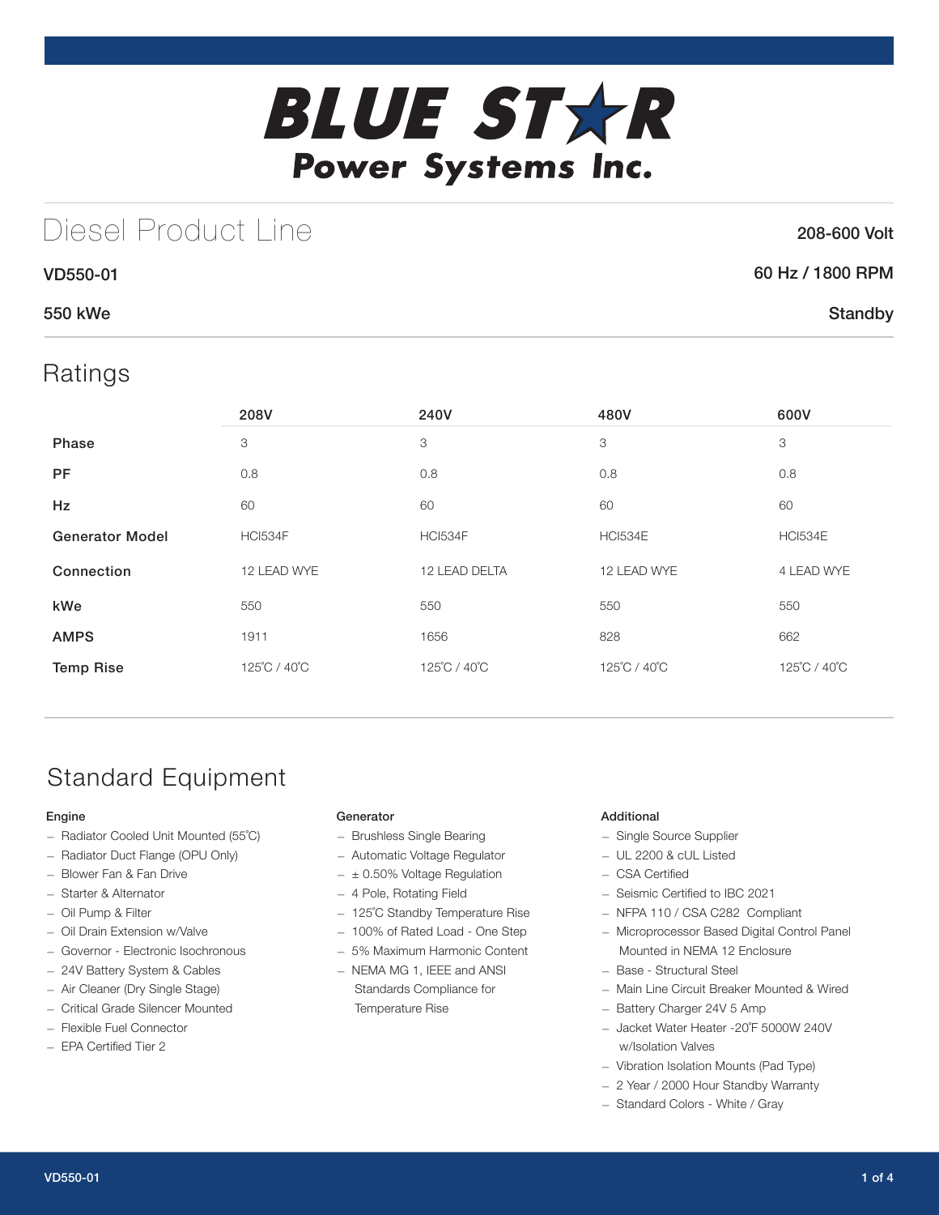# BLUE STAR Power Systems Inc.

## Diesel Product Line

208-600 Volt

VD550-01

60 Hz / 1800 RPM

550 kWe

Standby

## Ratings

| | 208V | 240V | 480V | 600V |
|---|---|---|---|---|
| **Phase** | 3 | 3 | 3 | 3 |
| **PF** | 0.8 | 0.8 | 0.8 | 0.8 |
| **Hz** | 60 | 60 | 60 | 60 |
| **Generator Model** | HCI534F | HCI534F | HCI534E | HCI534E |
| **Connection** | 12 LEAD WYE | 12 LEAD DELTA | 12 LEAD WYE | 4 LEAD WYE |
| **kWe** | 550 | 550 | 550 | 550 |
| **AMPS** | 1911 | 1656 | 828 | 662 |
| **Temp Rise** | 125˚C / 40˚C | 125˚C / 40˚C | 125˚C / 40˚C | 125˚C / 40˚C |

## Standard Equipment

### Engine

- Radiator Cooled Unit Mounted (55˚C)
- Radiator Duct Flange (OPU Only)
- Blower Fan & Fan Drive
- Starter & Alternator
- Oil Pump & Filter
- Oil Drain Extension w/Valve
- Governor - Electronic Isochronous
- 24V Battery System & Cables
- Air Cleaner (Dry Single Stage)
- Critical Grade Silencer Mounted
- Flexible Fuel Connector
- EPA Certified Tier 2

### Generator

- Brushless Single Bearing
- Automatic Voltage Regulator
- ± 0.50% Voltage Regulation
- 4 Pole, Rotating Field
- 125˚C Standby Temperature Rise
- 100% of Rated Load - One Step
- 5% Maximum Harmonic Content
- NEMA MG 1, IEEE and ANSI Standards Compliance for Temperature Rise

### Additional

- Single Source Supplier
- UL 2200 & cUL Listed
- CSA Certified
- Seismic Certified to IBC 2021
- NFPA 110 / CSA C282 Compliant
- Microprocessor Based Digital Control Panel Mounted in NEMA 12 Enclosure
- Base - Structural Steel
- Main Line Circuit Breaker Mounted & Wired
- Battery Charger 24V 5 Amp
- Jacket Water Heater -20˚F 5000W 240V w/Isolation Valves
- Vibration Isolation Mounts (Pad Type)
- 2 Year / 2000 Hour Standby Warranty
- Standard Colors - White / Gray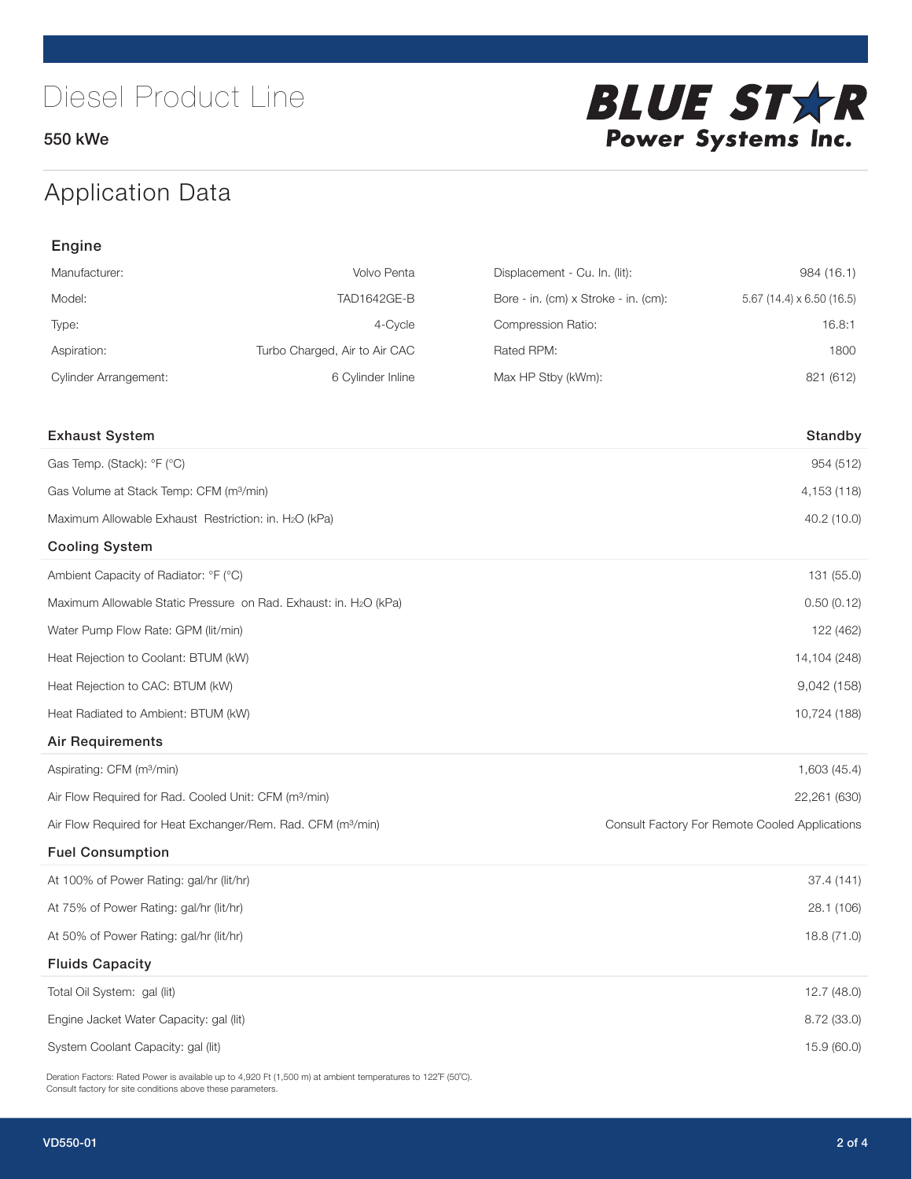# Diesel Product Line

550 kWe

BLUE STAR Power Systems Inc.

## Application Data

### Engine

| | | | |
|---|---|---|---|
| Manufacturer: | Volvo Penta | Displacement - Cu. In. (lit): | 984 (16.1) |
| Model: | TAD1642GE-B | Bore - in. (cm) x Stroke - in. (cm): | 5.67 (14.4) x 6.50 (16.5) |
| Type: | 4-Cycle | Compression Ratio: | 16.8:1 |
| Aspiration: | Turbo Charged, Air to Air CAC | Rated RPM: | 1800 |
| Cylinder Arrangement: | 6 Cylinder Inline | Max HP Stby (kWm): | 821 (612) |

| Exhaust System | Standby |
|---|---|
| Gas Temp. (Stack): °F (°C) | 954 (512) |
| Gas Volume at Stack Temp: CFM (m³/min) | 4,153 (118) |
| Maximum Allowable Exhaust Restriction: in. $H_2O$ (kPa) | 40.2 (10.0) |
| **Cooling System** | |
| Ambient Capacity of Radiator: °F (°C) | 131 (55.0) |
| Maximum Allowable Static Pressure on Rad. Exhaust: in. $H_2O$ (kPa) | 0.50 (0.12) |
| Water Pump Flow Rate: GPM (lit/min) | 122 (462) |
| Heat Rejection to Coolant: BTUM (kW) | 14,104 (248) |
| Heat Rejection to CAC: BTUM (kW) | 9,042 (158) |
| Heat Radiated to Ambient: BTUM (kW) | 10,724 (188) |
| **Air Requirements** | |
| Aspirating: CFM (m³/min) | 1,603 (45.4) |
| Air Flow Required for Rad. Cooled Unit: CFM (m³/min) | 22,261 (630) |
| Air Flow Required for Heat Exchanger/Rem. Rad. CFM (m³/min) | Consult Factory For Remote Cooled Applications |
| **Fuel Consumption** | |
| At 100% of Power Rating: gal/hr (lit/hr) | 37.4 (141) |
| At 75% of Power Rating: gal/hr (lit/hr) | 28.1 (106) |
| At 50% of Power Rating: gal/hr (lit/hr) | 18.8 (71.0) |
| **Fluids Capacity** | |
| Total Oil System: gal (lit) | 12.7 (48.0) |
| Engine Jacket Water Capacity: gal (lit) | 8.72 (33.0) |
| System Coolant Capacity: gal (lit) | 15.9 (60.0) |

Deration Factors: Rated Power is available up to 4,920 Ft (1,500 m) at ambient temperatures to 122°F (50°C).
Consult factory for site conditions above these parameters.

VD550-01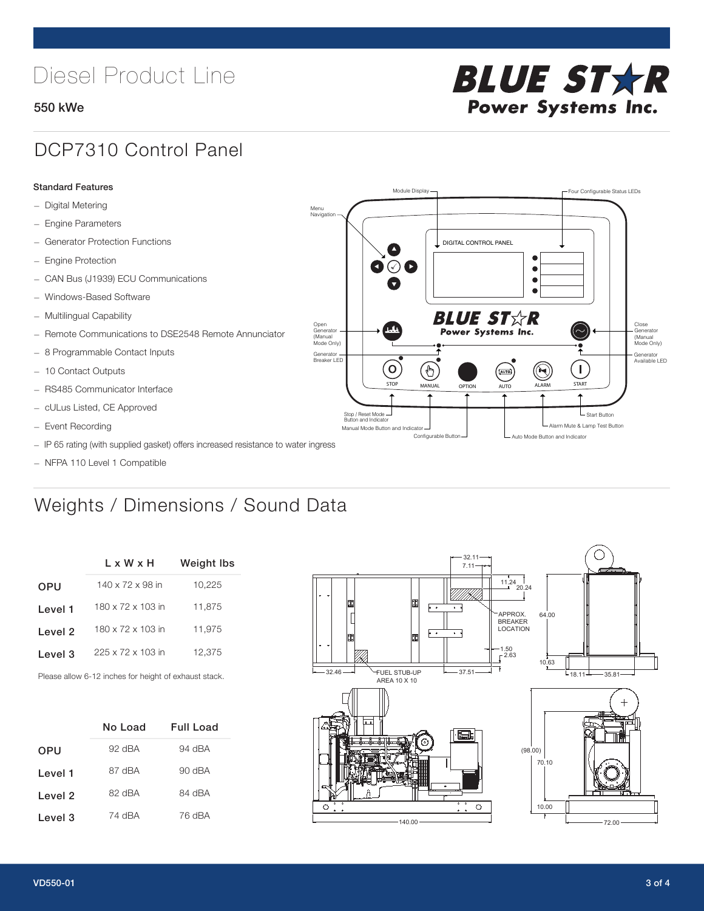# Diesel Product Line

550 kWe

## DCP7310 Control Panel

### Standard Features

- Digital Metering
- Engine Parameters
- Generator Protection Functions
- Engine Protection
- CAN Bus (J1939) ECU Communications
- Windows-Based Software
- Multilingual Capability
- Remote Communications to DSE2548 Remote Annunciator
- 8 Programmable Contact Inputs
- 10 Contact Outputs
- RS485 Communicator Interface
- cULus Listed, CE Approved
- Event Recording
- IP 65 rating (with supplied gasket) offers increased resistance to water ingress
- NFPA 110 Level 1 Compatible

## Weights / Dimensions / Sound Data

| | L x W x H | Weight lbs |
|---|---|---|
| OPU | 140 x 72 x 98 in | 10,225 |
| Level 1 | 180 x 72 x 103 in | 11,875 |
| Level 2 | 180 x 72 x 103 in | 11,975 |
| Level 3 | 225 x 72 x 103 in | 12,375 |

Please allow 6-12 inches for height of exhaust stack.

| | No Load | Full Load |
|---|---|---|
| OPU | 92 dBA | 94 dBA |
| Level 1 | 87 dBA | 90 dBA |
| Level 2 | 82 dBA | 84 dBA |
| Level 3 | 74 dBA | 76 dBA |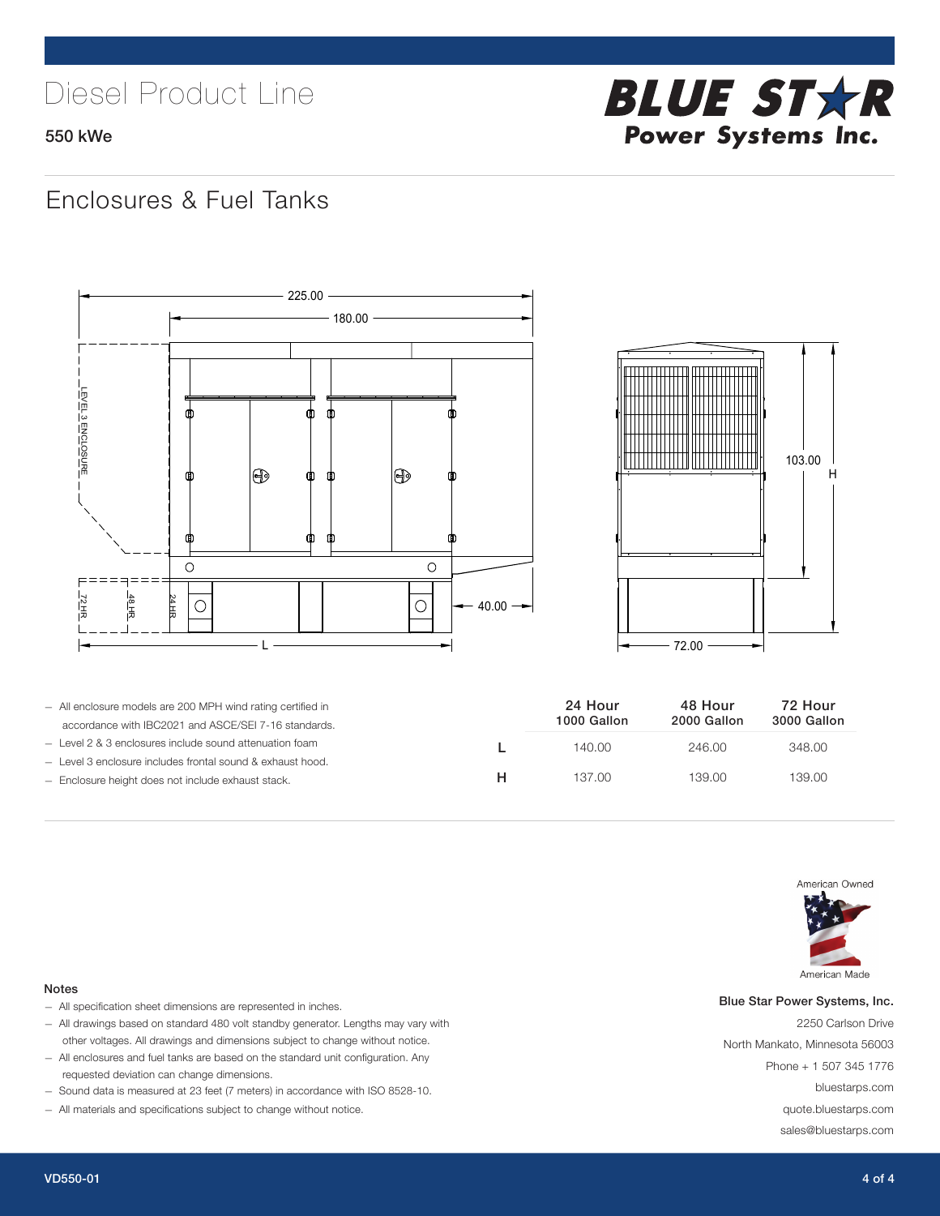# Diesel Product Line

550 kWe

**BLUE STAR Power Systems Inc.**

## Enclosures & Fuel Tanks

225.00
180.00
LEVEL 3 ENCLOSURE
72 HR
48 HR
24 HR
40.00
L
103.00
H
72.00

- All enclosure models are 200 MPH wind rating certified in accordance with IBC2021 and ASCE/SEI 7-16 standards.
- Level 2 & 3 enclosures include sound attenuation foam
- Level 3 enclosure includes frontal sound & exhaust hood.
- Enclosure height does not include exhaust stack.

| | 24 Hour 1000 Gallon | 48 Hour 2000 Gallon | 72 Hour 3000 Gallon |
|---|---|---|---|
| L | 140.00 | 246.00 | 348.00 |
| H | 137.00 | 139.00 | 139.00 |

American Owned
American Made

### Notes

- All specification sheet dimensions are represented in inches.
- All drawings based on standard 480 volt standby generator. Lengths may vary with other voltages. All drawings and dimensions subject to change without notice.
- All enclosures and fuel tanks are based on the standard unit configuration. Any requested deviation can change dimensions.
- Sound data is measured at 23 feet (7 meters) in accordance with ISO 8528-10.
- All materials and specifications subject to change without notice.

**Blue Star Power Systems, Inc.**
2250 Carlson Drive
North Mankato, Minnesota 56003
Phone + 1 507 345 1776
bluestarps.com
quote.bluestarps.com
sales@bluestarps.com

VD550-01